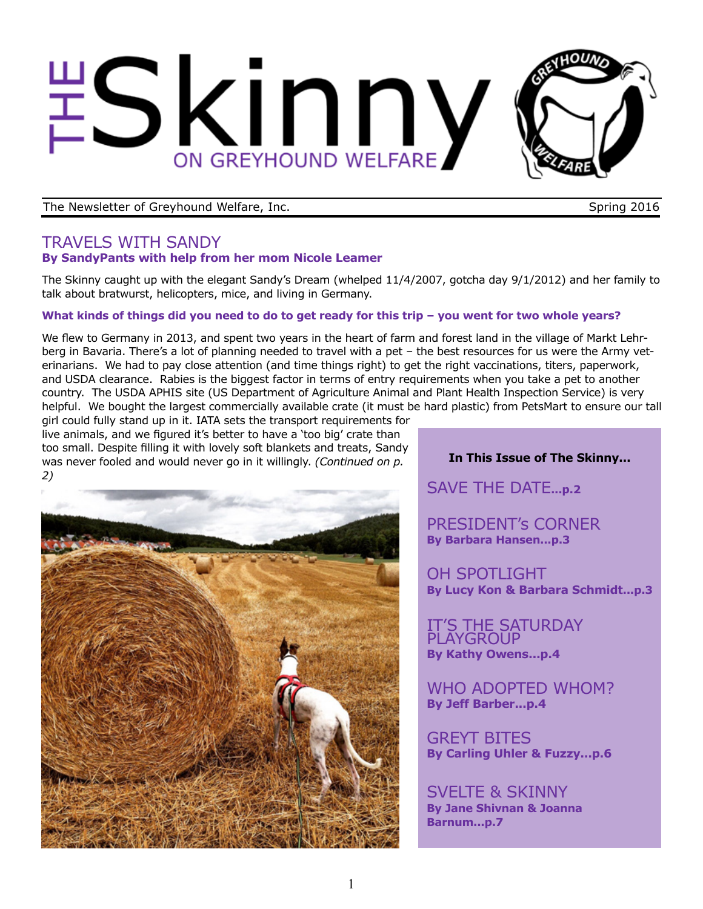# THE Skinny ON GREYHOUND WELFARE

The Newsletter of Greyhound Welfare, Inc. Spring 2016

## TRAVELS WITH SANDY

**By SandyPants with help from her mom Nicole Leamer**

The Skinny caught up with the elegant Sandy's Dream (whelped 11/4/2007, gotcha day 9/1/2012) and her family to talk about bratwurst, helicopters, mice, and living in Germany.

**What kinds of things did you need to do to get ready for this trip – you went for two whole years?**

We flew to Germany in 2013, and spent two years in the heart of farm and forest land in the village of Markt Lehrberg in Bavaria. There's a lot of planning needed to travel with a pet – the best resources for us were the Army veterinarians. We had to pay close attention (and time things right) to get the right vaccinations, titers, paperwork, and USDA clearance. Rabies is the biggest factor in terms of entry requirements when you take a pet to another country. The USDA APHIS site (US Department of Agriculture Animal and Plant Health Inspection Service) is very helpful. We bought the largest commercially available crate (it must be hard plastic) from PetsMart to ensure our tall girl could fully stand up in it. IATA sets the transport requirements for live animals, and we figured it's better to have a 'too big' crate than too small. Despite filling it with lovely soft blankets and treats, Sandy was never fooled and would never go in it willingly. *(Continued on p. 2)*

**In This Issue of The Skinny…**

SAVE THE DATE…p.2

PRESIDENT's CORNER
**By Barbara Hansen…p.3**

OH SPOTLIGHT
**By Lucy Kon & Barbara Schmidt…p.3**

IT'S THE SATURDAY PLAYGROUP
**By Kathy Owens…p.4**

WHO ADOPTED WHOM?
**By Jeff Barber…p.4**

GREYT BITES
**By Carling Uhler & Fuzzy…p.6**

SVELTE & SKINNY
**By Jane Shivnan & Joanna Barnum…p.7**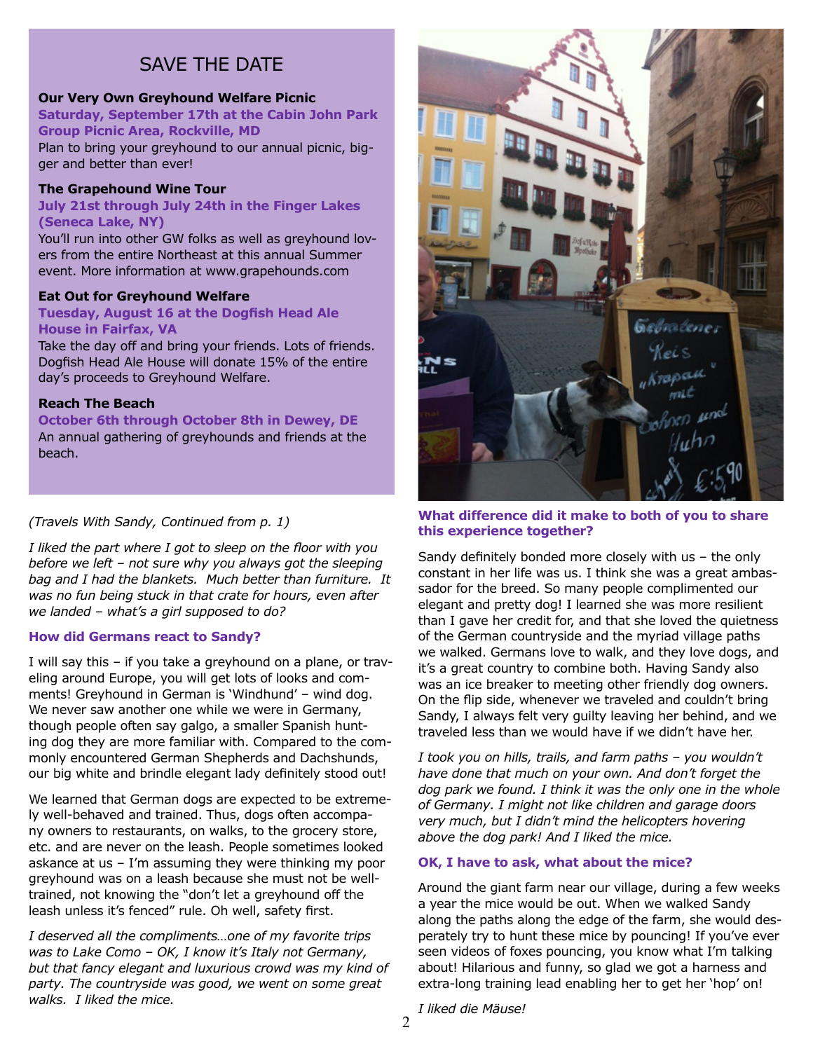## SAVE THE DATE

**Our Very Own Greyhound Welfare Picnic**
**Saturday, September 17th at the Cabin John Park Group Picnic Area, Rockville, MD**
Plan to bring your greyhound to our annual picnic, bigger and better than ever!

**The Grapehound Wine Tour**
**July 21st through July 24th in the Finger Lakes (Seneca Lake, NY)**
You'll run into other GW folks as well as greyhound lovers from the entire Northeast at this annual Summer event. More information at www.grapehounds.com

**Eat Out for Greyhound Welfare**
**Tuesday, August 16 at the Dogfish Head Ale House in Fairfax, VA**
Take the day off and bring your friends. Lots of friends. Dogfish Head Ale House will donate 15% of the entire day's proceeds to Greyhound Welfare.

**Reach The Beach**
**October 6th through October 8th in Dewey, DE**
An annual gathering of greyhounds and friends at the beach.

*(Travels With Sandy, Continued from p. 1)*

*I liked the part where I got to sleep on the floor with you before we left – not sure why you always got the sleeping bag and I had the blankets. Much better than furniture. It was no fun being stuck in that crate for hours, even after we landed – what's a girl supposed to do?*

### How did Germans react to Sandy?

I will say this – if you take a greyhound on a plane, or traveling around Europe, you will get lots of looks and comments! Greyhound in German is 'Windhund' – wind dog. We never saw another one while we were in Germany, though people often say galgo, a smaller Spanish hunting dog they are more familiar with. Compared to the commonly encountered German Shepherds and Dachshunds, our big white and brindle elegant lady definitely stood out!

We learned that German dogs are expected to be extremely well-behaved and trained. Thus, dogs often accompany owners to restaurants, on walks, to the grocery store, etc. and are never on the leash. People sometimes looked askance at us – I'm assuming they were thinking my poor greyhound was on a leash because she must not be well-trained, not knowing the "don't let a greyhound off the leash unless it's fenced" rule. Oh well, safety first.

*I deserved all the compliments…one of my favorite trips was to Lake Como – OK, I know it's Italy not Germany, but that fancy elegant and luxurious crowd was my kind of party. The countryside was good, we went on some great walks. I liked the mice.*

### What difference did it make to both of you to share this experience together?

Sandy definitely bonded more closely with us – the only constant in her life was us. I think she was a great ambassador for the breed. So many people complimented our elegant and pretty dog! I learned she was more resilient than I gave her credit for, and that she loved the quietness of the German countryside and the myriad village paths we walked. Germans love to walk, and they love dogs, and it's a great country to combine both. Having Sandy also was an ice breaker to meeting other friendly dog owners. On the flip side, whenever we traveled and couldn't bring Sandy, I always felt very guilty leaving her behind, and we traveled less than we would have if we didn't have her.

*I took you on hills, trails, and farm paths – you wouldn't have done that much on your own. And don't forget the dog park we found. I think it was the only one in the whole of Germany. I might not like children and garage doors very much, but I didn't mind the helicopters hovering above the dog park! And I liked the mice.*

### OK, I have to ask, what about the mice?

Around the giant farm near our village, during a few weeks a year the mice would be out. When we walked Sandy along the paths along the edge of the farm, she would desperately try to hunt these mice by pouncing! If you've ever seen videos of foxes pouncing, you know what I'm talking about! Hilarious and funny, so glad we got a harness and extra-long training lead enabling her to get her 'hop' on!

*I liked die Mäuse!*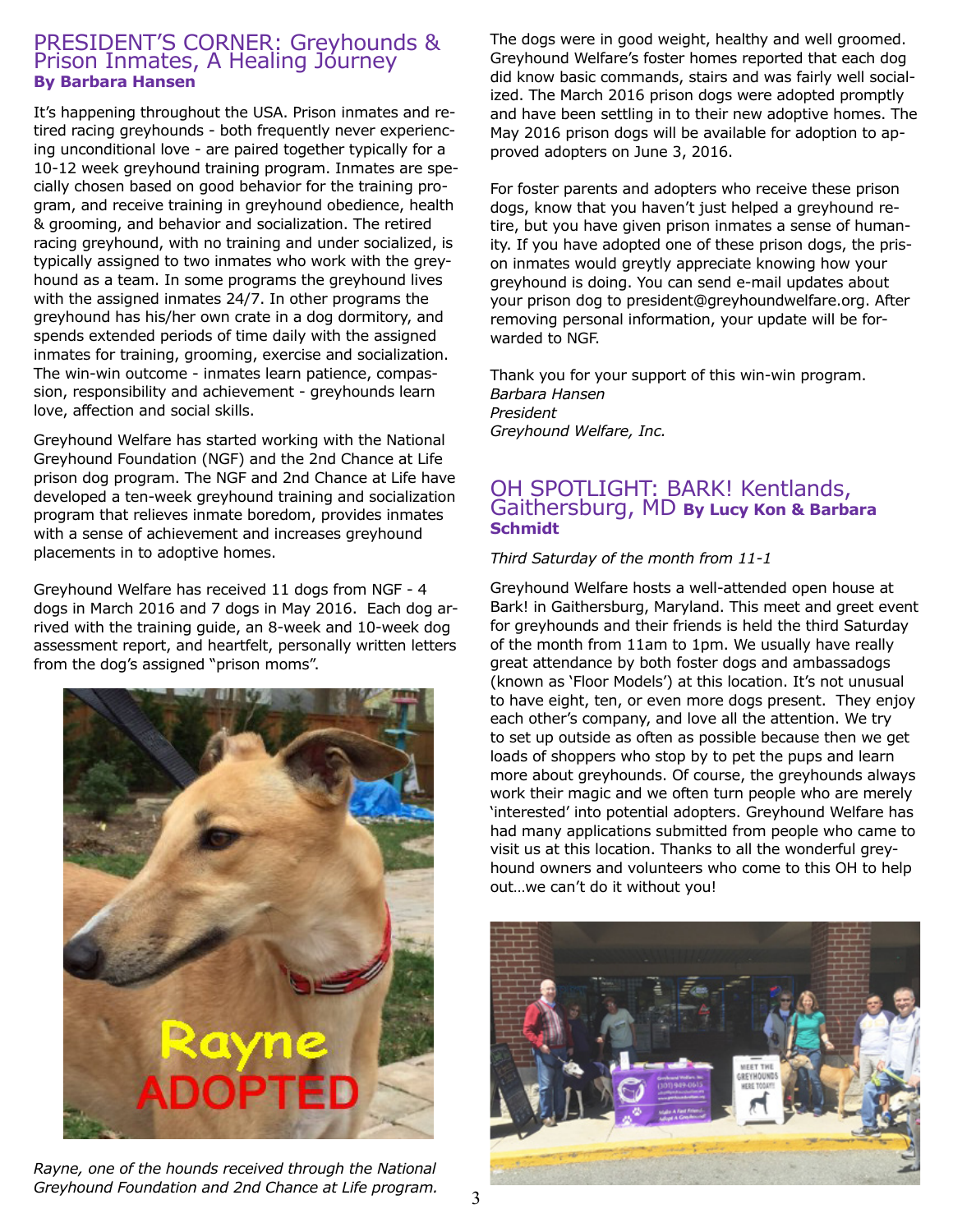## PRESIDENT'S CORNER: Greyhounds & Prison Inmates, A Healing Journey

**By Barbara Hansen**

It's happening throughout the USA. Prison inmates and retired racing greyhounds - both frequently never experiencing unconditional love - are paired together typically for a 10-12 week greyhound training program. Inmates are specially chosen based on good behavior for the training program, and receive training in greyhound obedience, health & grooming, and behavior and socialization. The retired racing greyhound, with no training and under socialized, is typically assigned to two inmates who work with the greyhound as a team. In some programs the greyhound lives with the assigned inmates 24/7. In other programs the greyhound has his/her own crate in a dog dormitory, and spends extended periods of time daily with the assigned inmates for training, grooming, exercise and socialization. The win-win outcome - inmates learn patience, compassion, responsibility and achievement - greyhounds learn love, affection and social skills.

Greyhound Welfare has started working with the National Greyhound Foundation (NGF) and the 2nd Chance at Life prison dog program. The NGF and 2nd Chance at Life have developed a ten-week greyhound training and socialization program that relieves inmate boredom, provides inmates with a sense of achievement and increases greyhound placements in to adoptive homes.

Greyhound Welfare has received 11 dogs from NGF - 4 dogs in March 2016 and 7 dogs in May 2016. Each dog arrived with the training guide, an 8-week and 10-week dog assessment report, and heartfelt, personally written letters from the dog's assigned "prison moms".

*Rayne, one of the hounds received through the National Greyhound Foundation and 2nd Chance at Life program.*

The dogs were in good weight, healthy and well groomed. Greyhound Welfare's foster homes reported that each dog did know basic commands, stairs and was fairly well socialized. The March 2016 prison dogs were adopted promptly and have been settling in to their new adoptive homes. The May 2016 prison dogs will be available for adoption to approved adopters on June 3, 2016.

For foster parents and adopters who receive these prison dogs, know that you haven't just helped a greyhound retire, but you have given prison inmates a sense of humanity. If you have adopted one of these prison dogs, the prison inmates would greytly appreciate knowing how your greyhound is doing. You can send e-mail updates about your prison dog to president@greyhoundwelfare.org. After removing personal information, your update will be forwarded to NGF.

Thank you for your support of this win-win program.
*Barbara Hansen*
*President*
*Greyhound Welfare, Inc.*

## OH SPOTLIGHT: BARK! Kentlands, Gaithersburg, MD

**By Lucy Kon & Barbara Schmidt**

*Third Saturday of the month from 11-1*

Greyhound Welfare hosts a well-attended open house at Bark! in Gaithersburg, Maryland. This meet and greet event for greyhounds and their friends is held the third Saturday of the month from 11am to 1pm. We usually have really great attendance by both foster dogs and ambassadogs (known as 'Floor Models') at this location. It's not unusual to have eight, ten, or even more dogs present. They enjoy each other's company, and love all the attention. We try to set up outside as often as possible because then we get loads of shoppers who stop by to pet the pups and learn more about greyhounds. Of course, the greyhounds always work their magic and we often turn people who are merely 'interested' into potential adopters. Greyhound Welfare has had many applications submitted from people who came to visit us at this location. Thanks to all the wonderful greyhound owners and volunteers who come to this OH to help out…we can't do it without you!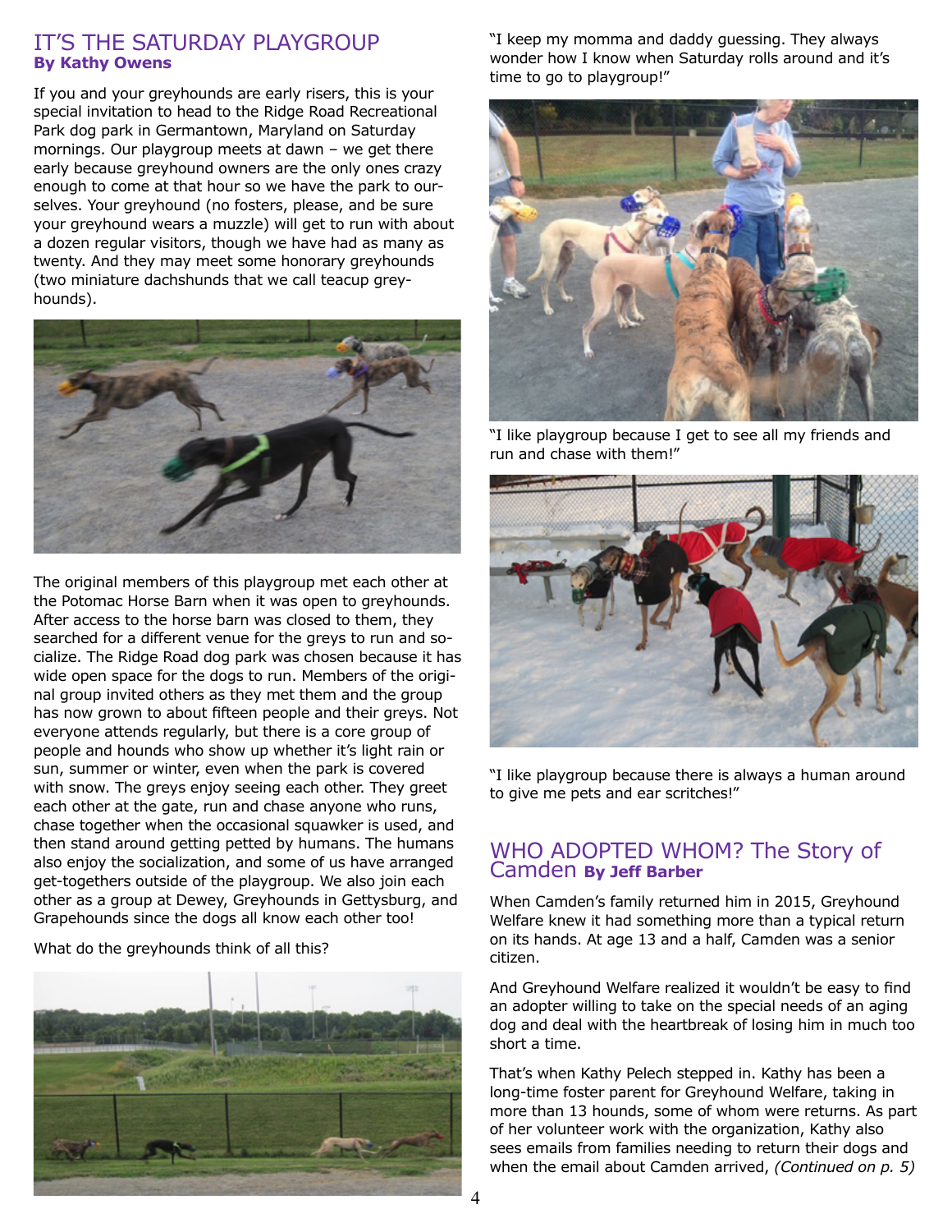## IT'S THE SATURDAY PLAYGROUP
**By Kathy Owens**

If you and your greyhounds are early risers, this is your special invitation to head to the Ridge Road Recreational Park dog park in Germantown, Maryland on Saturday mornings. Our playgroup meets at dawn – we get there early because greyhound owners are the only ones crazy enough to come at that hour so we have the park to ourselves. Your greyhound (no fosters, please, and be sure your greyhound wears a muzzle) will get to run with about a dozen regular visitors, though we have had as many as twenty. And they may meet some honorary greyhounds (two miniature dachshunds that we call teacup greyhounds).

The original members of this playgroup met each other at the Potomac Horse Barn when it was open to greyhounds. After access to the horse barn was closed to them, they searched for a different venue for the greys to run and socialize. The Ridge Road dog park was chosen because it has wide open space for the dogs to run. Members of the original group invited others as they met them and the group has now grown to about fifteen people and their greys. Not everyone attends regularly, but there is a core group of people and hounds who show up whether it's light rain or sun, summer or winter, even when the park is covered with snow. The greys enjoy seeing each other. They greet each other at the gate, run and chase anyone who runs, chase together when the occasional squawker is used, and then stand around getting petted by humans. The humans also enjoy the socialization, and some of us have arranged get-togethers outside of the playgroup. We also join each other as a group at Dewey, Greyhounds in Gettysburg, and Grapehounds since the dogs all know each other too!

What do the greyhounds think of all this?

"I keep my momma and daddy guessing. They always wonder how I know when Saturday rolls around and it's time to go to playgroup!"

"I like playgroup because I get to see all my friends and run and chase with them!"

"I like playgroup because there is always a human around to give me pets and ear scritches!"

## WHO ADOPTED WHOM? The Story of Camden **By Jeff Barber**

When Camden's family returned him in 2015, Greyhound Welfare knew it had something more than a typical return on its hands. At age 13 and a half, Camden was a senior citizen.

And Greyhound Welfare realized it wouldn't be easy to find an adopter willing to take on the special needs of an aging dog and deal with the heartbreak of losing him in much too short a time.

That's when Kathy Pelech stepped in. Kathy has been a long-time foster parent for Greyhound Welfare, taking in more than 13 hounds, some of whom were returns. As part of her volunteer work with the organization, Kathy also sees emails from families needing to return their dogs and when the email about Camden arrived, *(Continued on p. 5)*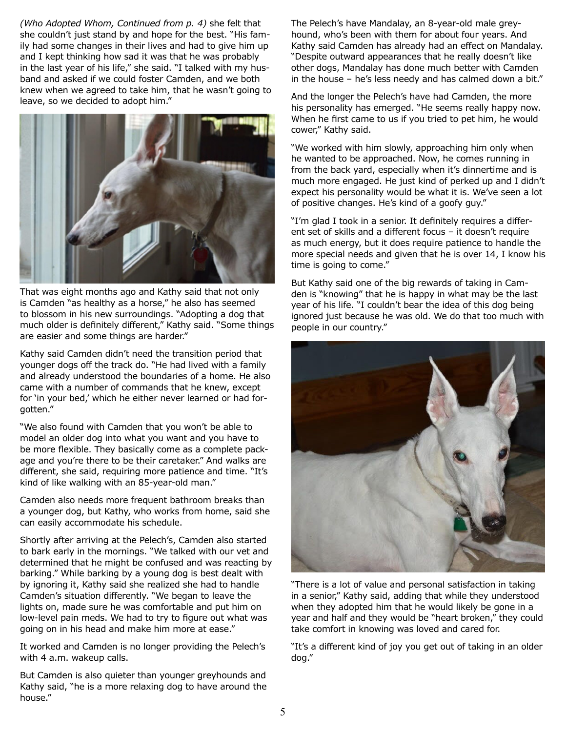*(Who Adopted Whom, Continued from p. 4)* she felt that she couldn't just stand by and hope for the best. "His family had some changes in their lives and had to give him up and I kept thinking how sad it was that he was probably in the last year of his life," she said. "I talked with my husband and asked if we could foster Camden, and we both knew when we agreed to take him, that he wasn't going to leave, so we decided to adopt him."

That was eight months ago and Kathy said that not only is Camden "as healthy as a horse," he also has seemed to blossom in his new surroundings. "Adopting a dog that much older is definitely different," Kathy said. "Some things are easier and some things are harder."

Kathy said Camden didn't need the transition period that younger dogs off the track do. "He had lived with a family and already understood the boundaries of a home. He also came with a number of commands that he knew, except for 'in your bed,' which he either never learned or had forgotten."

"We also found with Camden that you won't be able to model an older dog into what you want and you have to be more flexible. They basically come as a complete package and you're there to be their caretaker." And walks are different, she said, requiring more patience and time. "It's kind of like walking with an 85-year-old man."

Camden also needs more frequent bathroom breaks than a younger dog, but Kathy, who works from home, said she can easily accommodate his schedule.

Shortly after arriving at the Pelech's, Camden also started to bark early in the mornings. "We talked with our vet and determined that he might be confused and was reacting by barking." While barking by a young dog is best dealt with by ignoring it, Kathy said she realized she had to handle Camden's situation differently. "We began to leave the lights on, made sure he was comfortable and put him on low-level pain meds. We had to try to figure out what was going on in his head and make him more at ease."

It worked and Camden is no longer providing the Pelech's with 4 a.m. wakeup calls.

But Camden is also quieter than younger greyhounds and Kathy said, "he is a more relaxing dog to have around the house."

The Pelech's have Mandalay, an 8-year-old male greyhound, who's been with them for about four years. And Kathy said Camden has already had an effect on Mandalay. "Despite outward appearances that he really doesn't like other dogs, Mandalay has done much better with Camden in the house – he's less needy and has calmed down a bit."

And the longer the Pelech's have had Camden, the more his personality has emerged. "He seems really happy now. When he first came to us if you tried to pet him, he would cower," Kathy said.

"We worked with him slowly, approaching him only when he wanted to be approached. Now, he comes running in from the back yard, especially when it's dinnertime and is much more engaged. He just kind of perked up and I didn't expect his personality would be what it is. We've seen a lot of positive changes. He's kind of a goofy guy."

"I'm glad I took in a senior. It definitely requires a different set of skills and a different focus – it doesn't require as much energy, but it does require patience to handle the more special needs and given that he is over 14, I know his time is going to come."

But Kathy said one of the big rewards of taking in Camden is "knowing" that he is happy in what may be the last year of his life. "I couldn't bear the idea of this dog being ignored just because he was old. We do that too much with people in our country."

"There is a lot of value and personal satisfaction in taking in a senior," Kathy said, adding that while they understood when they adopted him that he would likely be gone in a year and half and they would be "heart broken," they could take comfort in knowing was loved and cared for.

"It's a different kind of joy you get out of taking in an older dog."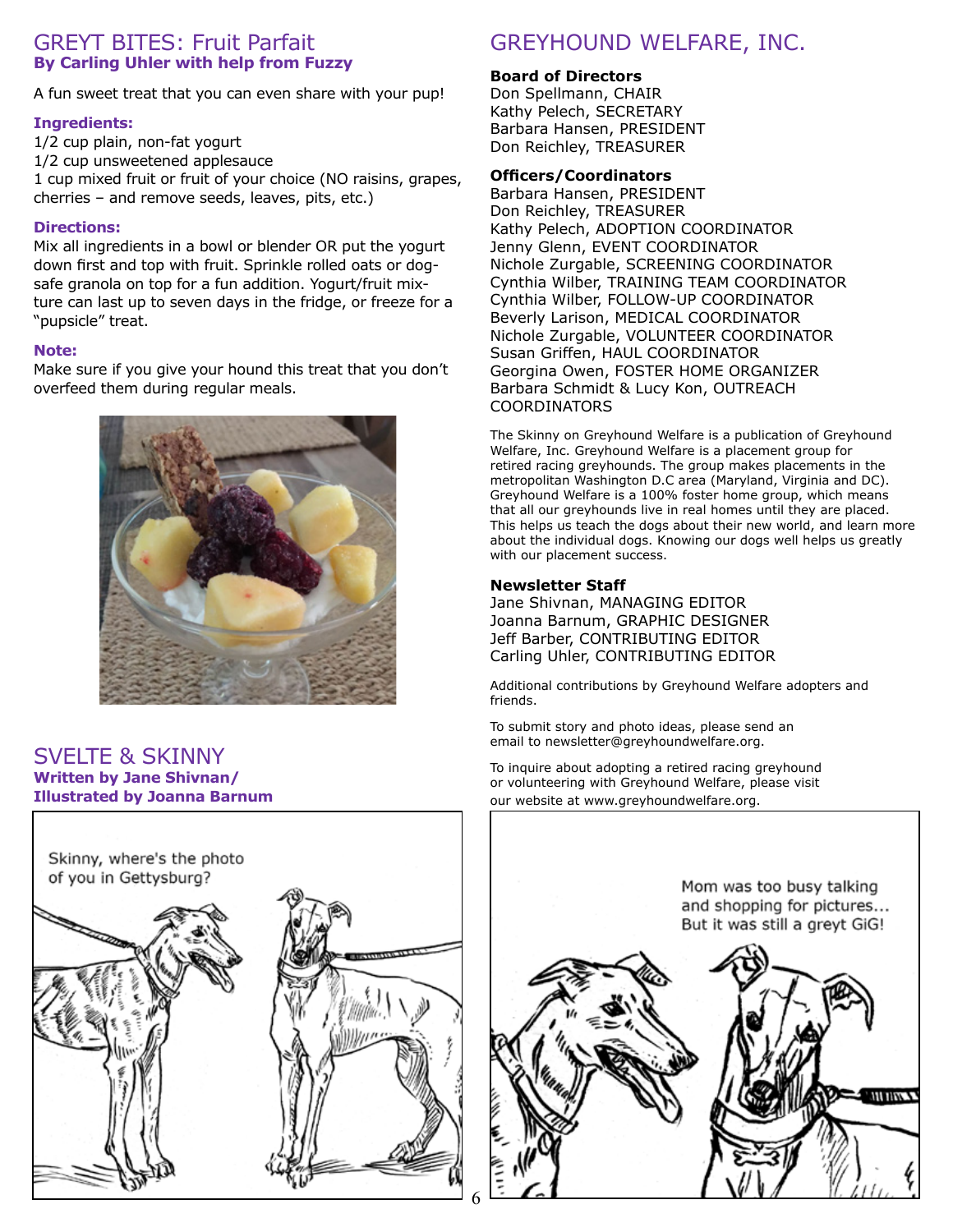## GREYT BITES: Fruit Parfait

**By Carling Uhler with help from Fuzzy**

A fun sweet treat that you can even share with your pup!

**Ingredients:**

1/2 cup plain, non-fat yogurt
1/2 cup unsweetened applesauce
1 cup mixed fruit or fruit of your choice (NO raisins, grapes, cherries – and remove seeds, leaves, pits, etc.)

**Directions:**

Mix all ingredients in a bowl or blender OR put the yogurt down first and top with fruit. Sprinkle rolled oats or dog-safe granola on top for a fun addition. Yogurt/fruit mixture can last up to seven days in the fridge, or freeze for a "pupsicle" treat.

**Note:**

Make sure if you give your hound this treat that you don't overfeed them during regular meals.

## SVELTE & SKINNY

**Written by Jane Shivnan/ Illustrated by Joanna Barnum**

## GREYHOUND WELFARE, INC.

**Board of Directors**

Don Spellmann, CHAIR
Kathy Pelech, SECRETARY
Barbara Hansen, PRESIDENT
Don Reichley, TREASURER

**Officers/Coordinators**

Barbara Hansen, PRESIDENT
Don Reichley, TREASURER
Kathy Pelech, ADOPTION COORDINATOR
Jenny Glenn, EVENT COORDINATOR
Nichole Zurgable, SCREENING COORDINATOR
Cynthia Wilber, TRAINING TEAM COORDINATOR
Cynthia Wilber, FOLLOW-UP COORDINATOR
Beverly Larison, MEDICAL COORDINATOR
Nichole Zurgable, VOLUNTEER COORDINATOR
Susan Griffen, HAUL COORDINATOR
Georgina Owen, FOSTER HOME ORGANIZER
Barbara Schmidt & Lucy Kon, OUTREACH COORDINATORS

The Skinny on Greyhound Welfare is a publication of Greyhound Welfare, Inc. Greyhound Welfare is a placement group for retired racing greyhounds. The group makes placements in the metropolitan Washington D.C area (Maryland, Virginia and DC). Greyhound Welfare is a 100% foster home group, which means that all our greyhounds live in real homes until they are placed. This helps us teach the dogs about their new world, and learn more about the individual dogs. Knowing our dogs well helps us greatly with our placement success.

**Newsletter Staff**

Jane Shivnan, MANAGING EDITOR
Joanna Barnum, GRAPHIC DESIGNER
Jeff Barber, CONTRIBUTING EDITOR
Carling Uhler, CONTRIBUTING EDITOR

Additional contributions by Greyhound Welfare adopters and friends.

To submit story and photo ideas, please send an email to newsletter@greyhoundwelfare.org.

To inquire about adopting a retired racing greyhound or volunteering with Greyhound Welfare, please visit our website at www.greyhoundwelfare.org.